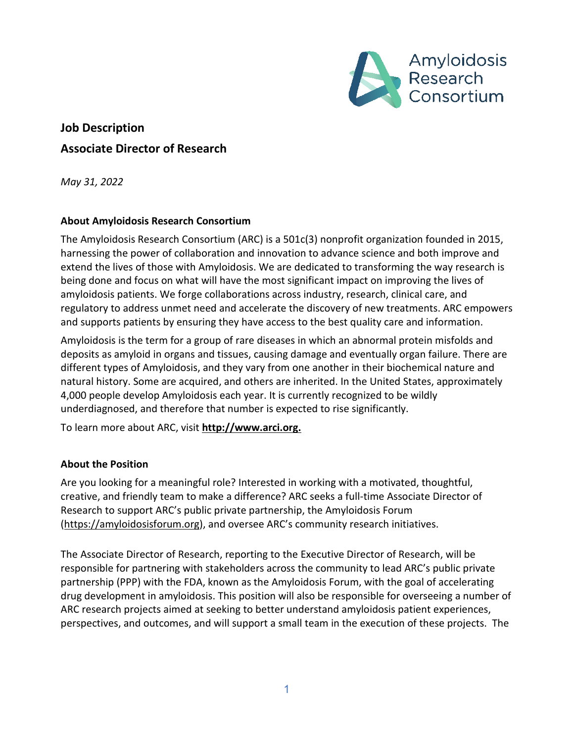# Job Description

## Associate Director of Research

*May 31, 2022*

### About Amyloidosis Research Consortium

The Amyloidosis Research Consortium (ARC) is a 501c(3) nonprofit organization founded in 2015, harnessing the power of collaboration and innovation to advance science and both improve and extend the lives of those with Amyloidosis. We are dedicated to transforming the way research is being done and focus on what will have the most significant impact on improving the lives of amyloidosis patients. We forge collaborations across industry, research, clinical care, and regulatory to address unmet need and accelerate the discovery of new treatments. ARC empowers and supports patients by ensuring they have access to the best quality care and information.

Amyloidosis is the term for a group of rare diseases in which an abnormal protein misfolds and deposits as amyloid in organs and tissues, causing damage and eventually organ failure. There are different types of Amyloidosis, and they vary from one another in their biochemical nature and natural history. Some are acquired, and others are inherited. In the United States, approximately 4,000 people develop Amyloidosis each year. It is currently recognized to be wildly underdiagnosed, and therefore that number is expected to rise significantly.

To learn more about ARC, visit **http://www.arci.org.**

### About the Position

Are you looking for a meaningful role? Interested in working with a motivated, thoughtful, creative, and friendly team to make a difference? ARC seeks a full-time Associate Director of Research to support ARC's public private partnership, the Amyloidosis Forum (https://amyloidosisforum.org), and oversee ARC's community research initiatives.

The Associate Director of Research, reporting to the Executive Director of Research, will be responsible for partnering with stakeholders across the community to lead ARC's public private partnership (PPP) with the FDA, known as the Amyloidosis Forum, with the goal of accelerating drug development in amyloidosis. This position will also be responsible for overseeing a number of ARC research projects aimed at seeking to better understand amyloidosis patient experiences, perspectives, and outcomes, and will support a small team in the execution of these projects. The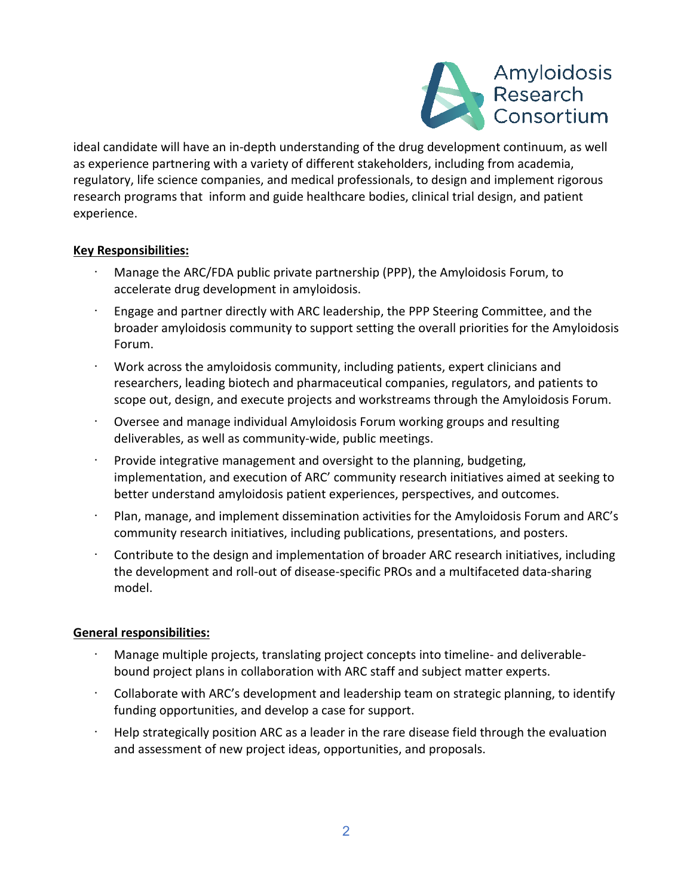ideal candidate will have an in-depth understanding of the drug development continuum, as well as experience partnering with a variety of different stakeholders, including from academia, regulatory, life science companies, and medical professionals, to design and implement rigorous research programs that inform and guide healthcare bodies, clinical trial design, and patient experience.

**Key Responsibilities:**

- Manage the ARC/FDA public private partnership (PPP), the Amyloidosis Forum, to accelerate drug development in amyloidosis.
- Engage and partner directly with ARC leadership, the PPP Steering Committee, and the broader amyloidosis community to support setting the overall priorities for the Amyloidosis Forum.
- Work across the amyloidosis community, including patients, expert clinicians and researchers, leading biotech and pharmaceutical companies, regulators, and patients to scope out, design, and execute projects and workstreams through the Amyloidosis Forum.
- Oversee and manage individual Amyloidosis Forum working groups and resulting deliverables, as well as community-wide, public meetings.
- Provide integrative management and oversight to the planning, budgeting, implementation, and execution of ARC' community research initiatives aimed at seeking to better understand amyloidosis patient experiences, perspectives, and outcomes.
- Plan, manage, and implement dissemination activities for the Amyloidosis Forum and ARC's community research initiatives, including publications, presentations, and posters.
- Contribute to the design and implementation of broader ARC research initiatives, including the development and roll-out of disease-specific PROs and a multifaceted data-sharing model.

**General responsibilities:**

- Manage multiple projects, translating project concepts into timeline- and deliverable-bound project plans in collaboration with ARC staff and subject matter experts.
- Collaborate with ARC's development and leadership team on strategic planning, to identify funding opportunities, and develop a case for support.
- Help strategically position ARC as a leader in the rare disease field through the evaluation and assessment of new project ideas, opportunities, and proposals.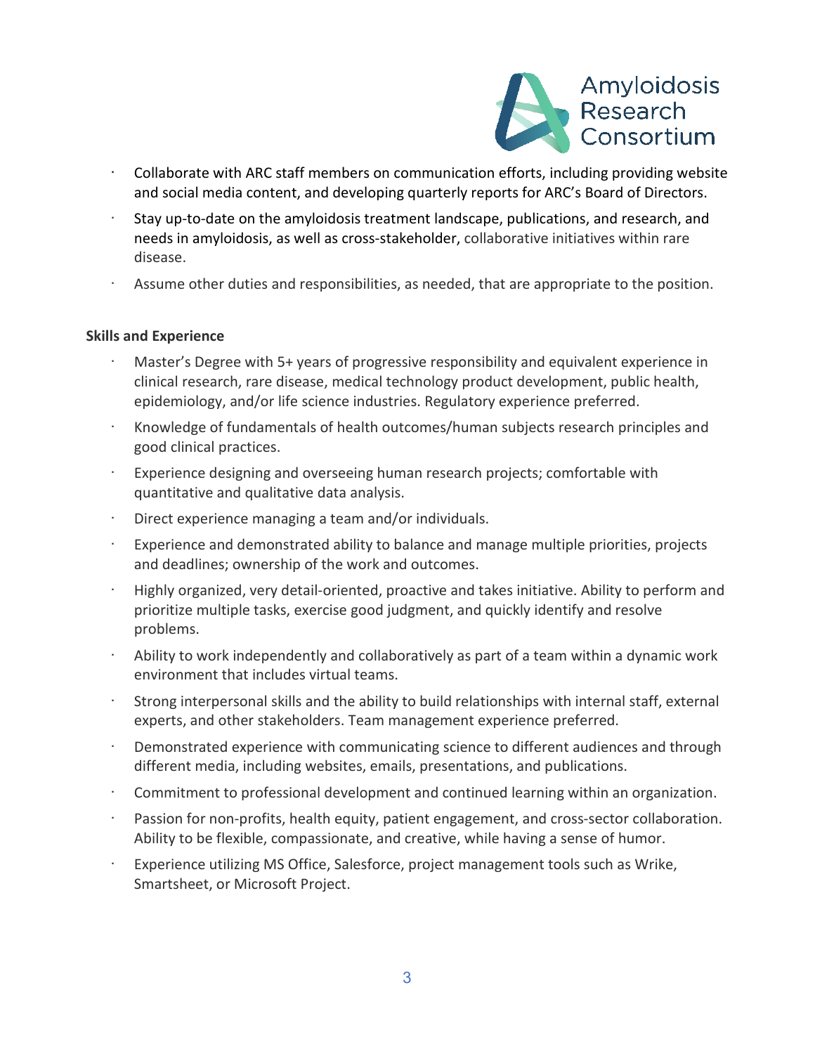- Collaborate with ARC staff members on communication efforts, including providing website and social media content, and developing quarterly reports for ARC's Board of Directors.
- Stay up-to-date on the amyloidosis treatment landscape, publications, and research, and needs in amyloidosis, as well as cross-stakeholder, collaborative initiatives within rare disease.
- Assume other duties and responsibilities, as needed, that are appropriate to the position.

**Skills and Experience**

- Master's Degree with 5+ years of progressive responsibility and equivalent experience in clinical research, rare disease, medical technology product development, public health, epidemiology, and/or life science industries. Regulatory experience preferred.
- Knowledge of fundamentals of health outcomes/human subjects research principles and good clinical practices.
- Experience designing and overseeing human research projects; comfortable with quantitative and qualitative data analysis.
- Direct experience managing a team and/or individuals.
- Experience and demonstrated ability to balance and manage multiple priorities, projects and deadlines; ownership of the work and outcomes.
- Highly organized, very detail-oriented, proactive and takes initiative. Ability to perform and prioritize multiple tasks, exercise good judgment, and quickly identify and resolve problems.
- Ability to work independently and collaboratively as part of a team within a dynamic work environment that includes virtual teams.
- Strong interpersonal skills and the ability to build relationships with internal staff, external experts, and other stakeholders. Team management experience preferred.
- Demonstrated experience with communicating science to different audiences and through different media, including websites, emails, presentations, and publications.
- Commitment to professional development and continued learning within an organization.
- Passion for non-profits, health equity, patient engagement, and cross-sector collaboration. Ability to be flexible, compassionate, and creative, while having a sense of humor.
- Experience utilizing MS Office, Salesforce, project management tools such as Wrike, Smartsheet, or Microsoft Project.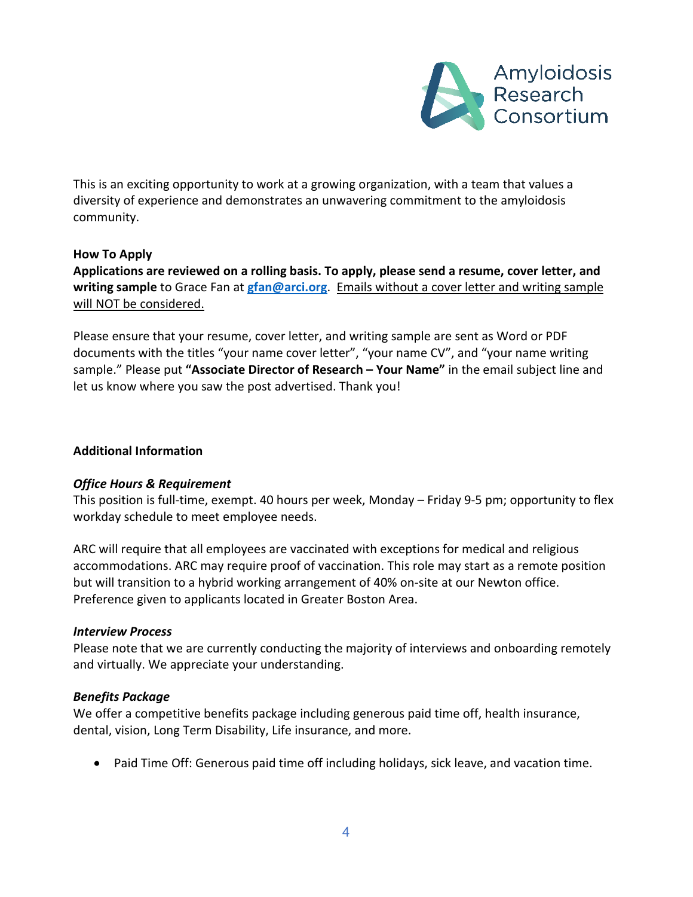Amyloidosis Research Consortium

This is an exciting opportunity to work at a growing organization, with a team that values a diversity of experience and demonstrates an unwavering commitment to the amyloidosis community.

**How To Apply**

**Applications are reviewed on a rolling basis. To apply, please send a resume, cover letter, and writing sample** to Grace Fan at **gfan@arci.org**. Emails without a cover letter and writing sample will NOT be considered.

Please ensure that your resume, cover letter, and writing sample are sent as Word or PDF documents with the titles "your name cover letter", "your name CV", and "your name writing sample." Please put **"Associate Director of Research – Your Name"** in the email subject line and let us know where you saw the post advertised. Thank you!

**Additional Information**

***Office Hours & Requirement***

This position is full-time, exempt. 40 hours per week, Monday – Friday 9-5 pm; opportunity to flex workday schedule to meet employee needs.

ARC will require that all employees are vaccinated with exceptions for medical and religious accommodations. ARC may require proof of vaccination. This role may start as a remote position but will transition to a hybrid working arrangement of 40% on-site at our Newton office. Preference given to applicants located in Greater Boston Area.

***Interview Process***

Please note that we are currently conducting the majority of interviews and onboarding remotely and virtually. We appreciate your understanding.

***Benefits Package***

We offer a competitive benefits package including generous paid time off, health insurance, dental, vision, Long Term Disability, Life insurance, and more.

- Paid Time Off: Generous paid time off including holidays, sick leave, and vacation time.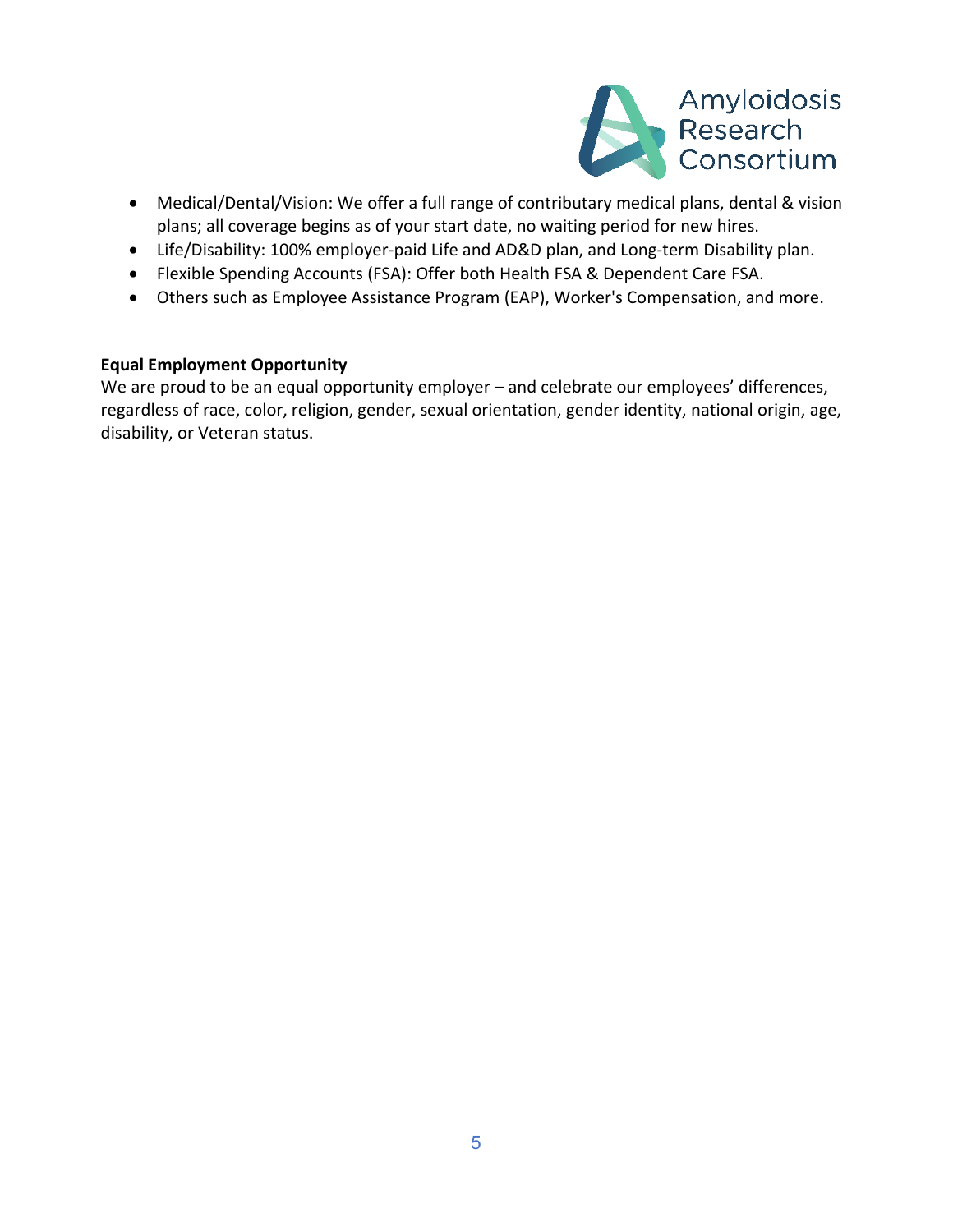- Medical/Dental/Vision: We offer a full range of contributary medical plans, dental & vision plans; all coverage begins as of your start date, no waiting period for new hires.
- Life/Disability: 100% employer-paid Life and AD&D plan, and Long-term Disability plan.
- Flexible Spending Accounts (FSA): Offer both Health FSA & Dependent Care FSA.
- Others such as Employee Assistance Program (EAP), Worker's Compensation, and more.

**Equal Employment Opportunity**

We are proud to be an equal opportunity employer – and celebrate our employees' differences, regardless of race, color, religion, gender, sexual orientation, gender identity, national origin, age, disability, or Veteran status.